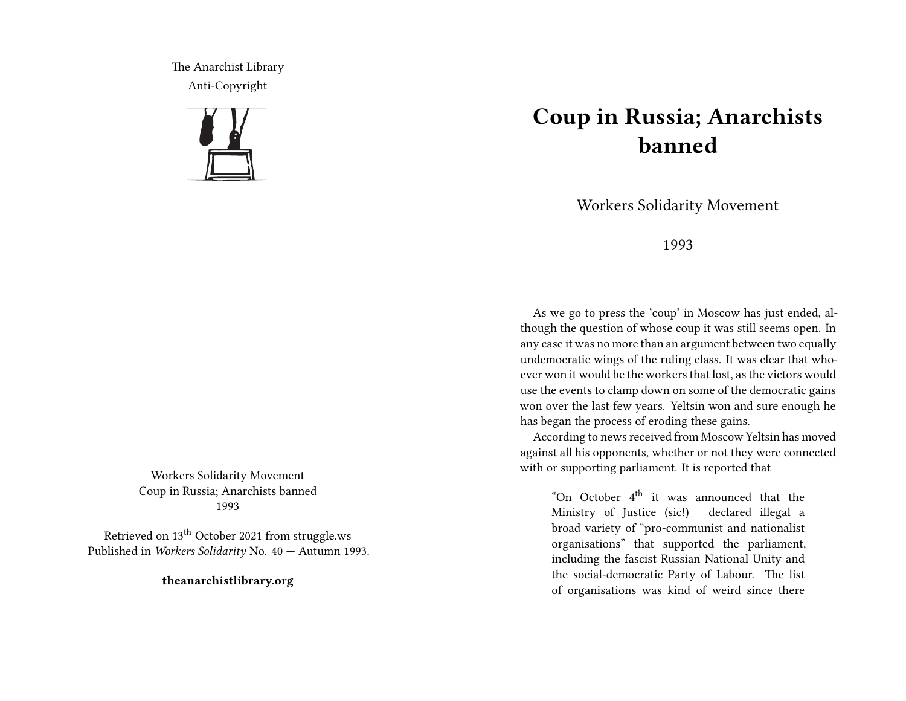The Anarchist Library
Anti-Copyright

Workers Solidarity Movement
Coup in Russia; Anarchists banned
1993

Retrieved on 13th October 2021 from struggle.ws
Published in *Workers Solidarity* No. 40 — Autumn 1993.

**theanarchistlibrary.org**

# Coup in Russia; Anarchists banned

Workers Solidarity Movement

1993

As we go to press the 'coup' in Moscow has just ended, although the question of whose coup it was still seems open. In any case it was no more than an argument between two equally undemocratic wings of the ruling class. It was clear that whoever won it would be the workers that lost, as the victors would use the events to clamp down on some of the democratic gains won over the last few years. Yeltsin won and sure enough he has began the process of eroding these gains.

According to news received from Moscow Yeltsin has moved against all his opponents, whether or not they were connected with or supporting parliament. It is reported that

> "On October 4th it was announced that the Ministry of Justice (sic!) declared illegal a broad variety of "pro-communist and nationalist organisations" that supported the parliament, including the fascist Russian National Unity and the social-democratic Party of Labour. The list of organisations was kind of weird since there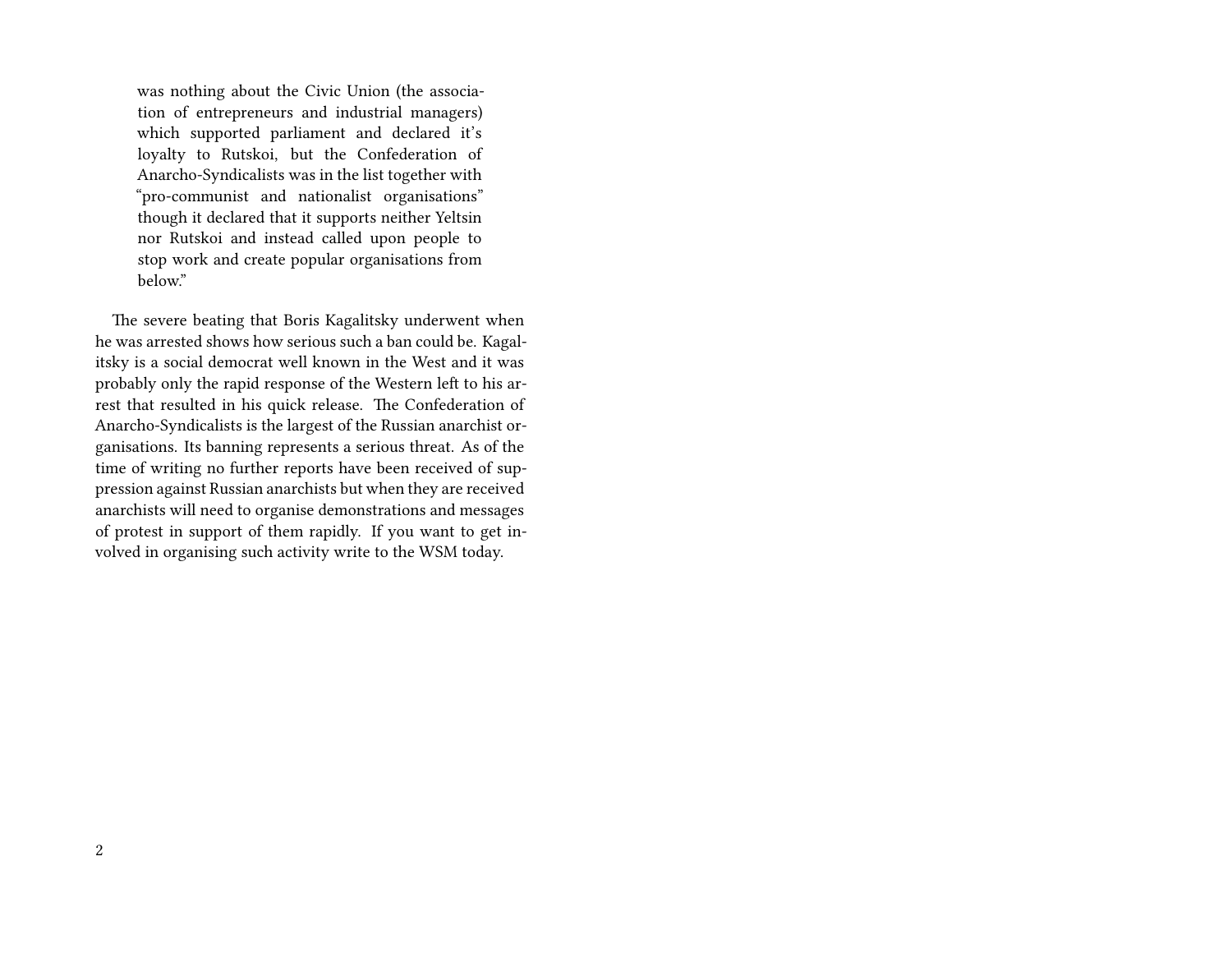> was nothing about the Civic Union (the association of entrepreneurs and industrial managers) which supported parliament and declared it's loyalty to Rutskoi, but the Confederation of Anarcho-Syndicalists was in the list together with "pro-communist and nationalist organisations" though it declared that it supports neither Yeltsin nor Rutskoi and instead called upon people to stop work and create popular organisations from below."

The severe beating that Boris Kagalitsky underwent when he was arrested shows how serious such a ban could be. Kagalitsky is a social democrat well known in the West and it was probably only the rapid response of the Western left to his arrest that resulted in his quick release. The Confederation of Anarcho-Syndicalists is the largest of the Russian anarchist organisations. Its banning represents a serious threat. As of the time of writing no further reports have been received of suppression against Russian anarchists but when they are received anarchists will need to organise demonstrations and messages of protest in support of them rapidly. If you want to get involved in organising such activity write to the WSM today.